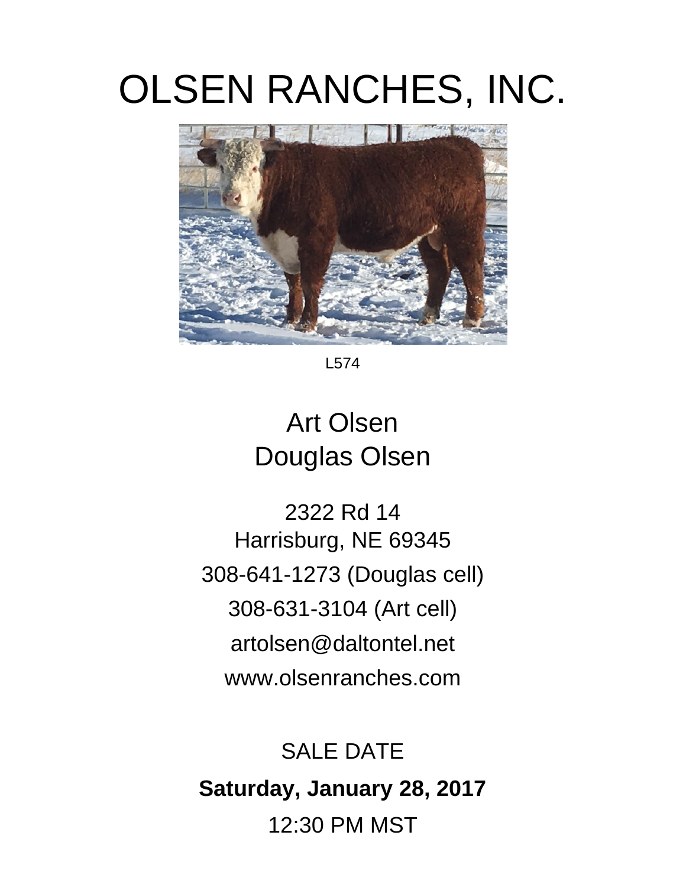# OLSEN RANCHES, INC.

L574

## Art Olsen
## Douglas Olsen

2322 Rd 14
Harrisburg, NE 69345

308-641-1273 (Douglas cell)

308-631-3104 (Art cell)

artolsen@daltontel.net

www.olsenranches.com

SALE DATE

**Saturday, January 28, 2017**

12:30 PM MST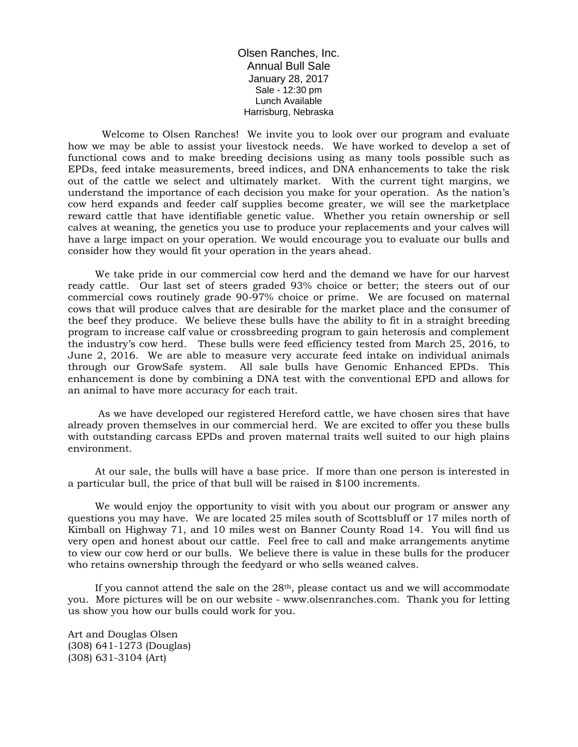# Olsen Ranches, Inc.

## Annual Bull Sale

January 28, 2017
Sale - 12:30 pm
Lunch Available
Harrisburg, Nebraska

Welcome to Olsen Ranches! We invite you to look over our program and evaluate how we may be able to assist your livestock needs. We have worked to develop a set of functional cows and to make breeding decisions using as many tools possible such as EPDs, feed intake measurements, breed indices, and DNA enhancements to take the risk out of the cattle we select and ultimately market. With the current tight margins, we understand the importance of each decision you make for your operation. As the nation's cow herd expands and feeder calf supplies become greater, we will see the marketplace reward cattle that have identifiable genetic value. Whether you retain ownership or sell calves at weaning, the genetics you use to produce your replacements and your calves will have a large impact on your operation. We would encourage you to evaluate our bulls and consider how they would fit your operation in the years ahead.

We take pride in our commercial cow herd and the demand we have for our harvest ready cattle. Our last set of steers graded 93% choice or better; the steers out of our commercial cows routinely grade 90-97% choice or prime. We are focused on maternal cows that will produce calves that are desirable for the market place and the consumer of the beef they produce. We believe these bulls have the ability to fit in a straight breeding program to increase calf value or crossbreeding program to gain heterosis and complement the industry's cow herd. These bulls were feed efficiency tested from March 25, 2016, to June 2, 2016. We are able to measure very accurate feed intake on individual animals through our GrowSafe system. All sale bulls have Genomic Enhanced EPDs. This enhancement is done by combining a DNA test with the conventional EPD and allows for an animal to have more accuracy for each trait.

As we have developed our registered Hereford cattle, we have chosen sires that have already proven themselves in our commercial herd. We are excited to offer you these bulls with outstanding carcass EPDs and proven maternal traits well suited to our high plains environment.

At our sale, the bulls will have a base price. If more than one person is interested in a particular bull, the price of that bull will be raised in $100 increments.

We would enjoy the opportunity to visit with you about our program or answer any questions you may have. We are located 25 miles south of Scottsbluff or 17 miles north of Kimball on Highway 71, and 10 miles west on Banner County Road 14. You will find us very open and honest about our cattle. Feel free to call and make arrangements anytime to view our cow herd or our bulls. We believe there is value in these bulls for the producer who retains ownership through the feedyard or who sells weaned calves.

If you cannot attend the sale on the 28th, please contact us and we will accommodate you. More pictures will be on our website - www.olsenranches.com. Thank you for letting us show you how our bulls could work for you.

Art and Douglas Olsen
(308) 641-1273 (Douglas)
(308) 631-3104 (Art)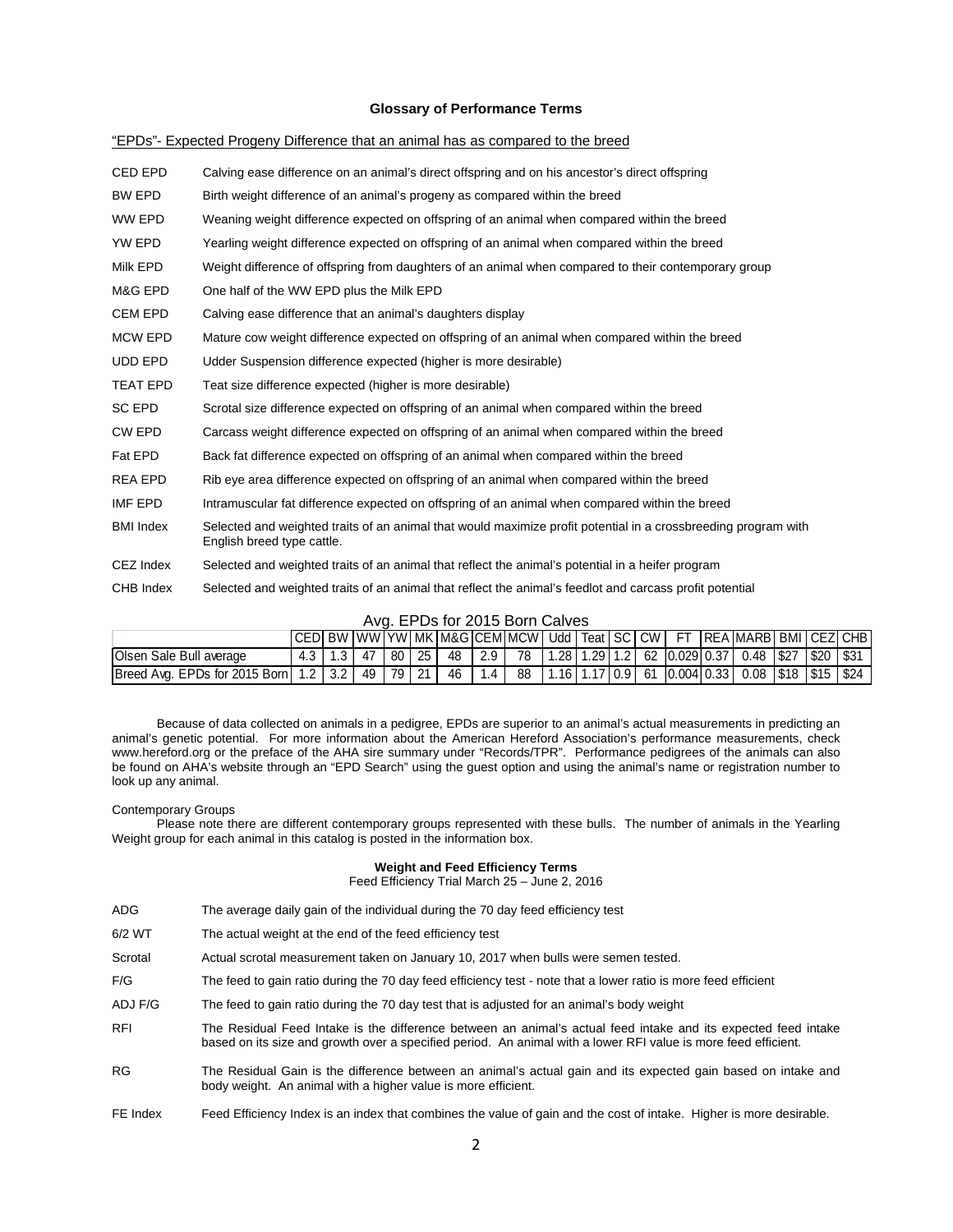### Glossary of Performance Terms

"EPDs"- Expected Progeny Difference that an animal has as compared to the breed

| | |
|---|---|
| CED EPD | Calving ease difference on an animal's direct offspring and on his ancestor's direct offspring |
| BW EPD | Birth weight difference of an animal's progeny as compared within the breed |
| WW EPD | Weaning weight difference expected on offspring of an animal when compared within the breed |
| YW EPD | Yearling weight difference expected on offspring of an animal when compared within the breed |
| Milk EPD | Weight difference of offspring from daughters of an animal when compared to their contemporary group |
| M&G EPD | One half of the WW EPD plus the Milk EPD |
| CEM EPD | Calving ease difference that an animal's daughters display |
| MCW EPD | Mature cow weight difference expected on offspring of an animal when compared within the breed |
| UDD EPD | Udder Suspension difference expected (higher is more desirable) |
| TEAT EPD | Teat size difference expected (higher is more desirable) |
| SC EPD | Scrotal size difference expected on offspring of an animal when compared within the breed |
| CW EPD | Carcass weight difference expected on offspring of an animal when compared within the breed |
| Fat EPD | Back fat difference expected on offspring of an animal when compared within the breed |
| REA EPD | Rib eye area difference expected on offspring of an animal when compared within the breed |
| IMF EPD | Intramuscular fat difference expected on offspring of an animal when compared within the breed |
| BMI Index | Selected and weighted traits of an animal that would maximize profit potential in a crossbreeding program with English breed type cattle. |
| CEZ Index | Selected and weighted traits of an animal that reflect the animal's potential in a heifer program |
| CHB Index | Selected and weighted traits of an animal that reflect the animal's feedlot and carcass profit potential |

Avg. EPDs for 2015 Born Calves

| | CED | BW | WW | YW | MK | M&G | CEM | MCW | Udd | Teat | SC | CW | FT | REA | MARB | BMI | CEZ | CHB |
|---|---|---|---|---|---|---|---|---|---|---|---|---|---|---|---|---|---|---|
| Olsen Sale Bull average | 4.3 | 1.3 | 47 | 80 | 25 | 48 | 2.9 | 78 | 1.28 | 1.29 | 1.2 | 62 | 0.029 | 0.37 | 0.48 | $27 | $20 | $31 |
| Breed Avg. EPDs for 2015 Born | 1.2 | 3.2 | 49 | 79 | 21 | 46 | 1.4 | 88 | 1.16 | 1.17 | 0.9 | 61 | 0.004 | 0.33 | 0.08 | $18 | $15 | $24 |

Because of data collected on animals in a pedigree, EPDs are superior to an animal's actual measurements in predicting an animal's genetic potential. For more information about the American Hereford Association's performance measurements, check www.hereford.org or the preface of the AHA sire summary under "Records/TPR". Performance pedigrees of the animals can also be found on AHA's website through an "EPD Search" using the guest option and using the animal's name or registration number to look up any animal.

Contemporary Groups

Please note there are different contemporary groups represented with these bulls. The number of animals in the Yearling Weight group for each animal in this catalog is posted in the information box.

**Weight and Feed Efficiency Terms**

Feed Efficiency Trial March 25 – June 2, 2016

| | |
|---|---|
| ADG | The average daily gain of the individual during the 70 day feed efficiency test |
| 6/2 WT | The actual weight at the end of the feed efficiency test |
| Scrotal | Actual scrotal measurement taken on January 10, 2017 when bulls were semen tested. |
| F/G | The feed to gain ratio during the 70 day feed efficiency test - note that a lower ratio is more feed efficient |
| ADJ F/G | The feed to gain ratio during the 70 day test that is adjusted for an animal's body weight |
| RFI | The Residual Feed Intake is the difference between an animal's actual feed intake and its expected feed intake based on its size and growth over a specified period. An animal with a lower RFI value is more feed efficient. |
| RG | The Residual Gain is the difference between an animal's actual gain and its expected gain based on intake and body weight. An animal with a higher value is more efficient. |
| FE Index | Feed Efficiency Index is an index that combines the value of gain and the cost of intake. Higher is more desirable. |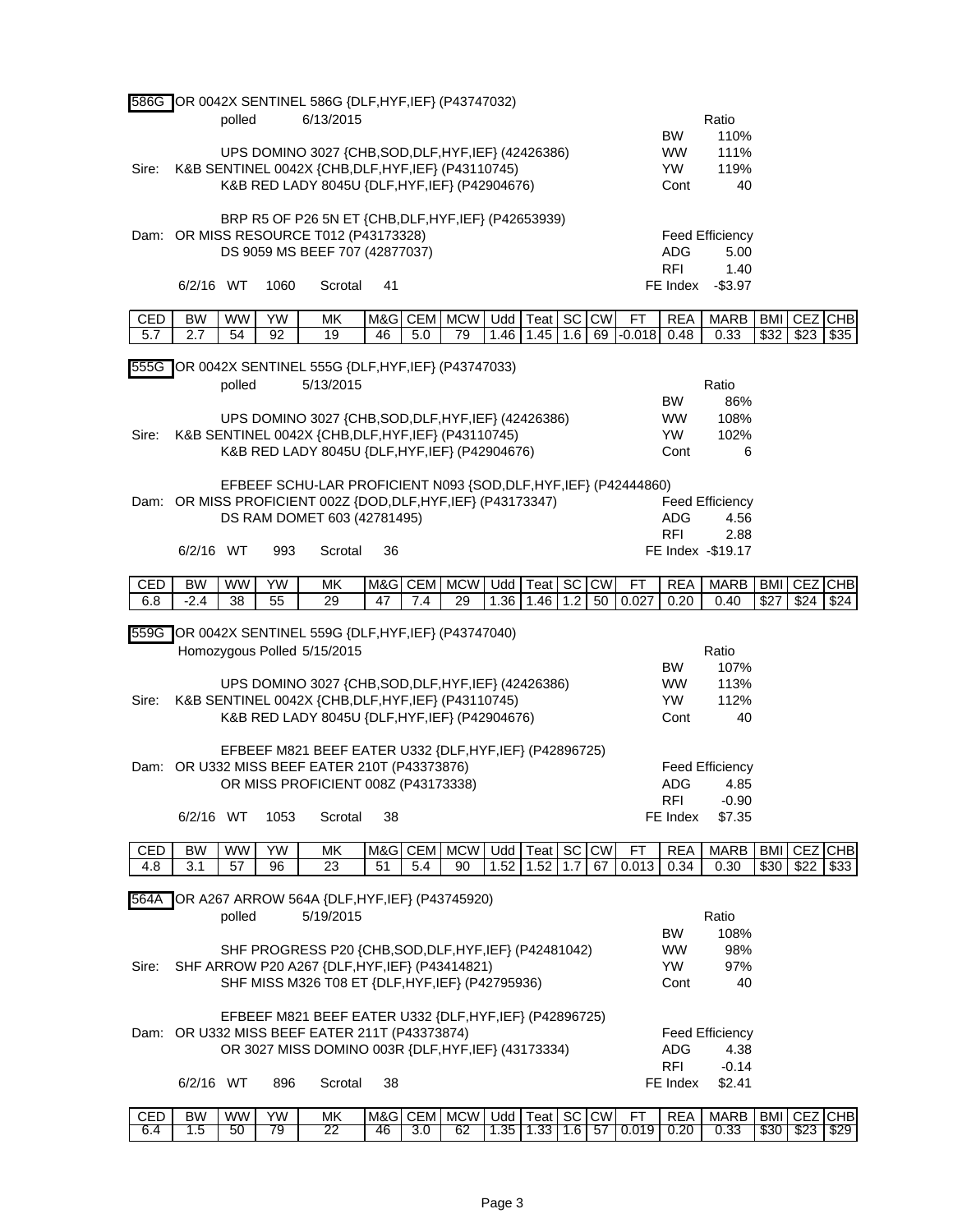**586G** OR 0042X SENTINEL 586G {DLF,HYF,IEF} (P43747032)

polled 6/13/2015

| | Ratio |
|---|---|
| BW | 110% |
| WW | 111% |
| YW | 119% |
| Cont | 40 |

UPS DOMINO 3027 {CHB,SOD,DLF,HYF,IEF} (42426386)
Sire: K&B SENTINEL 0042X {CHB,DLF,HYF,IEF} (P43110745)
K&B RED LADY 8045U {DLF,HYF,IEF} (P42904676)

BRP R5 OF P26 5N ET {CHB,DLF,HYF,IEF} (P42653939)
Dam: OR MISS RESOURCE T012 (P43173328)
DS 9059 MS BEEF 707 (42877037)

6/2/16 WT 1060 Scrotal 41

| Feed Efficiency | |
|---|---|
| ADG | 5.00 |
| RFI | 1.40 |
| FE Index | -$3.97 |

| CED | BW | WW | YW | MK | M&G | CEM | MCW | Udd | Teat | SC | CW | FT | REA | MARB | BMI | CEZ | CHB |
|---|---|---|---|---|---|---|---|---|---|---|---|---|---|---|---|---|---|
| 5.7 | 2.7 | 54 | 92 | 19 | 46 | 5.0 | 79 | 1.46 | 1.45 | 1.6 | 69 | -0.018 | 0.48 | 0.33 | $32 | $23 | $35 |

**555G** OR 0042X SENTINEL 555G {DLF,HYF,IEF} (P43747033)

polled 5/13/2015

| | Ratio |
|---|---|
| BW | 86% |
| WW | 108% |
| YW | 102% |
| Cont | 6 |

UPS DOMINO 3027 {CHB,SOD,DLF,HYF,IEF} (42426386)
Sire: K&B SENTINEL 0042X {CHB,DLF,HYF,IEF} (P43110745)
K&B RED LADY 8045U {DLF,HYF,IEF} (P42904676)

EFBEEF SCHU-LAR PROFICIENT N093 {SOD,DLF,HYF,IEF} (P42444860)
Dam: OR MISS PROFICIENT 002Z {DOD,DLF,HYF,IEF} (P43173347)
DS RAM DOMET 603 (42781495)

6/2/16 WT 993 Scrotal 36

| Feed Efficiency | |
|---|---|
| ADG | 4.56 |
| RFI | 2.88 |
| FE Index | -$19.17 |

| CED | BW | WW | YW | MK | M&G | CEM | MCW | Udd | Teat | SC | CW | FT | REA | MARB | BMI | CEZ | CHB |
|---|---|---|---|---|---|---|---|---|---|---|---|---|---|---|---|---|---|
| 6.8 | -2.4 | 38 | 55 | 29 | 47 | 7.4 | 29 | 1.36 | 1.46 | 1.2 | 50 | 0.027 | 0.20 | 0.40 | $27 | $24 | $24 |

**559G** OR 0042X SENTINEL 559G {DLF,HYF,IEF} (P43747040)

Homozygous Polled 5/15/2015

| | Ratio |
|---|---|
| BW | 107% |
| WW | 113% |
| YW | 112% |
| Cont | 40 |

UPS DOMINO 3027 {CHB,SOD,DLF,HYF,IEF} (42426386)
Sire: K&B SENTINEL 0042X {CHB,DLF,HYF,IEF} (P43110745)
K&B RED LADY 8045U {DLF,HYF,IEF} (P42904676)

EFBEEF M821 BEEF EATER U332 {DLF,HYF,IEF} (P42896725)
Dam: OR U332 MISS BEEF EATER 210T (P43373876)
OR MISS PROFICIENT 008Z (P43173338)

6/2/16 WT 1053 Scrotal 38

| Feed Efficiency | |
|---|---|
| ADG | 4.85 |
| RFI | -0.90 |
| FE Index | $7.35 |

| CED | BW | WW | YW | MK | M&G | CEM | MCW | Udd | Teat | SC | CW | FT | REA | MARB | BMI | CEZ | CHB |
|---|---|---|---|---|---|---|---|---|---|---|---|---|---|---|---|---|---|
| 4.8 | 3.1 | 57 | 96 | 23 | 51 | 5.4 | 90 | 1.52 | 1.52 | 1.7 | 67 | 0.013 | 0.34 | 0.30 | $30 | $22 | $33 |

**564A** OR A267 ARROW 564A {DLF,HYF,IEF} (P43745920)

polled 5/19/2015

| | Ratio |
|---|---|
| BW | 108% |
| WW | 98% |
| YW | 97% |
| Cont | 40 |

SHF PROGRESS P20 {CHB,SOD,DLF,HYF,IEF} (P42481042)
Sire: SHF ARROW P20 A267 {DLF,HYF,IEF} (P43414821)
SHF MISS M326 T08 ET {DLF,HYF,IEF} (P42795936)

EFBEEF M821 BEEF EATER U332 {DLF,HYF,IEF} (P42896725)
Dam: OR U332 MISS BEEF EATER 211T (P43373874)
OR 3027 MISS DOMINO 003R {DLF,HYF,IEF} (43173334)

6/2/16 WT 896 Scrotal 38

| Feed Efficiency | |
|---|---|
| ADG | 4.38 |
| RFI | -0.14 |
| FE Index | $2.41 |

| CED | BW | WW | YW | MK | M&G | CEM | MCW | Udd | Teat | SC | CW | FT | REA | MARB | BMI | CEZ | CHB |
|---|---|---|---|---|---|---|---|---|---|---|---|---|---|---|---|---|---|
| 6.4 | 1.5 | 50 | 79 | 22 | 46 | 3.0 | 62 | 1.35 | 1.33 | 1.6 | 57 | 0.019 | 0.20 | 0.33 | $30 | $23 | $29 |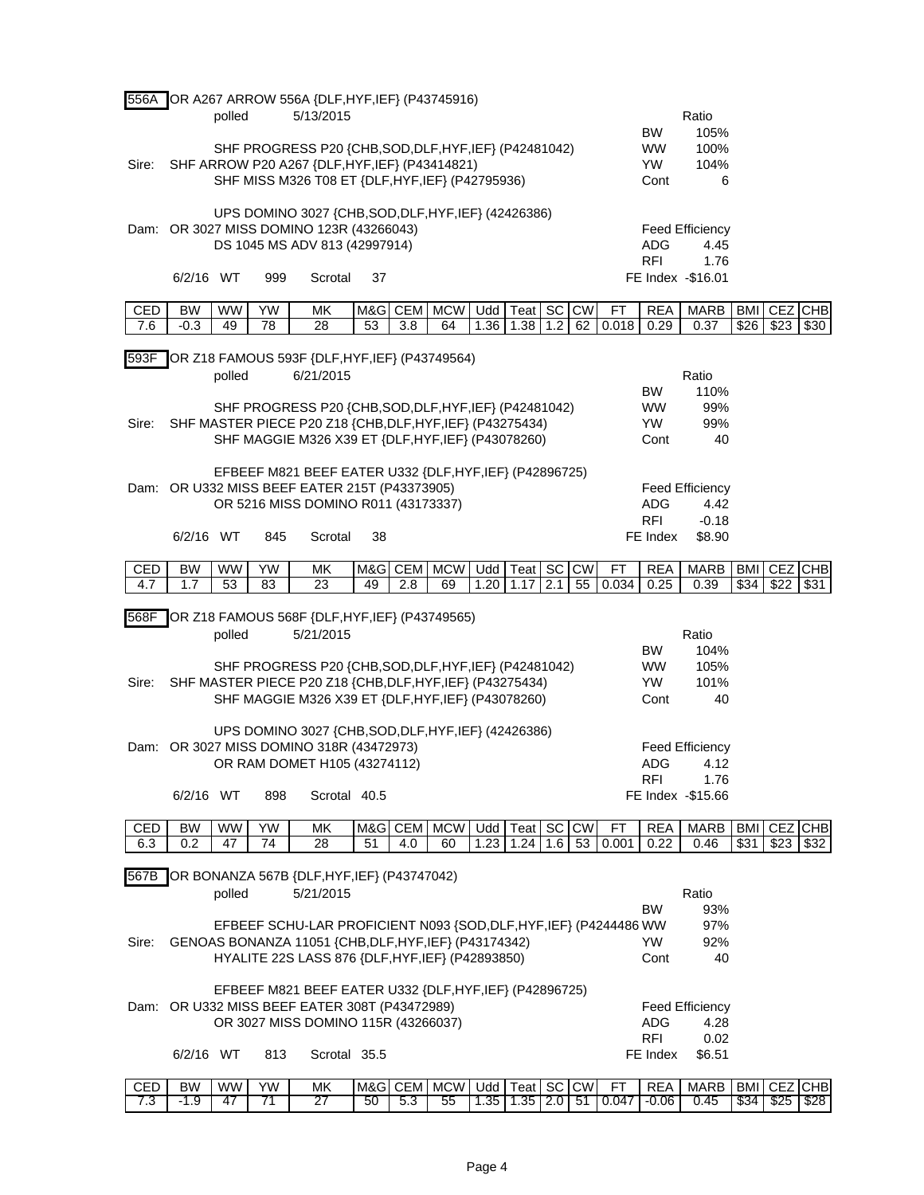**556A** OR A267 ARROW 556A {DLF,HYF,IEF} (P43745916)

polled 5/13/2015

| | Ratio |
|---|---|
| BW | 105% |
| WW | 100% |
| YW | 104% |
| Cont | 6 |

SHF PROGRESS P20 {CHB,SOD,DLF,HYF,IEF} (P42481042)
Sire: SHF ARROW P20 A267 {DLF,HYF,IEF} (P43414821)
SHF MISS M326 T08 ET {DLF,HYF,IEF} (P42795936)

UPS DOMINO 3027 {CHB,SOD,DLF,HYF,IEF} (42426386)
Dam: OR 3027 MISS DOMINO 123R (43266043)
DS 1045 MS ADV 813 (42997914)

6/2/16 WT 999 Scrotal 37

| Feed Efficiency | |
|---|---|
| ADG | 4.45 |
| RFI | 1.76 |
| FE Index | -$16.01 |

| CED | BW | WW | YW | MK | M&G | CEM | MCW | Udd | Teat | SC | CW | FT | REA | MARB | BMI | CEZ | CHB |
|---|---|---|---|---|---|---|---|---|---|---|---|---|---|---|---|---|---|
| 7.6 | -0.3 | 49 | 78 | 28 | 53 | 3.8 | 64 | 1.36 | 1.38 | 1.2 | 62 | 0.018 | 0.29 | 0.37 | $26 | $23 | $30 |

**593F** OR Z18 FAMOUS 593F {DLF,HYF,IEF} (P43749564)

polled 6/21/2015

| | Ratio |
|---|---|
| BW | 110% |
| WW | 99% |
| YW | 99% |
| Cont | 40 |

SHF PROGRESS P20 {CHB,SOD,DLF,HYF,IEF} (P42481042)
Sire: SHF MASTER PIECE P20 Z18 {CHB,DLF,HYF,IEF} (P43275434)
SHF MAGGIE M326 X39 ET {DLF,HYF,IEF} (P43078260)

EFBEEF M821 BEEF EATER U332 {DLF,HYF,IEF} (P42896725)
Dam: OR U332 MISS BEEF EATER 215T (P43373905)
OR 5216 MISS DOMINO R011 (43173337)

6/2/16 WT 845 Scrotal 38

| Feed Efficiency | |
|---|---|
| ADG | 4.42 |
| RFI | -0.18 |
| FE Index | $8.90 |

| CED | BW | WW | YW | MK | M&G | CEM | MCW | Udd | Teat | SC | CW | FT | REA | MARB | BMI | CEZ | CHB |
|---|---|---|---|---|---|---|---|---|---|---|---|---|---|---|---|---|---|
| 4.7 | 1.7 | 53 | 83 | 23 | 49 | 2.8 | 69 | 1.20 | 1.17 | 2.1 | 55 | 0.034 | 0.25 | 0.39 | $34 | $22 | $31 |

**568F** OR Z18 FAMOUS 568F {DLF,HYF,IEF} (P43749565)

polled 5/21/2015

| | Ratio |
|---|---|
| BW | 104% |
| WW | 105% |
| YW | 101% |
| Cont | 40 |

SHF PROGRESS P20 {CHB,SOD,DLF,HYF,IEF} (P42481042)
Sire: SHF MASTER PIECE P20 Z18 {CHB,DLF,HYF,IEF} (P43275434)
SHF MAGGIE M326 X39 ET {DLF,HYF,IEF} (P43078260)

UPS DOMINO 3027 {CHB,SOD,DLF,HYF,IEF} (42426386)
Dam: OR 3027 MISS DOMINO 318R (43472973)
OR RAM DOMET H105 (43274112)

6/2/16 WT 898 Scrotal 40.5

| Feed Efficiency | |
|---|---|
| ADG | 4.12 |
| RFI | 1.76 |
| FE Index | -$15.66 |

| CED | BW | WW | YW | MK | M&G | CEM | MCW | Udd | Teat | SC | CW | FT | REA | MARB | BMI | CEZ | CHB |
|---|---|---|---|---|---|---|---|---|---|---|---|---|---|---|---|---|---|
| 6.3 | 0.2 | 47 | 74 | 28 | 51 | 4.0 | 60 | 1.23 | 1.24 | 1.6 | 53 | 0.001 | 0.22 | 0.46 | $31 | $23 | $32 |

**567B** OR BONANZA 567B {DLF,HYF,IEF} (P43747042)

polled 5/21/2015

| | Ratio |
|---|---|
| BW | 93% |
| WW | 97% |
| YW | 92% |
| Cont | 40 |

EFBEEF SCHU-LAR PROFICIENT N093 {SOD,DLF,HYF,IEF} (P4244486
Sire: GENOAS BONANZA 11051 {CHB,DLF,HYF,IEF} (P43174342)
HYALITE 22S LASS 876 {DLF,HYF,IEF} (P42893850)

EFBEEF M821 BEEF EATER U332 {DLF,HYF,IEF} (P42896725)
Dam: OR U332 MISS BEEF EATER 308T (P43472989)
OR 3027 MISS DOMINO 115R (43266037)

6/2/16 WT 813 Scrotal 35.5

| Feed Efficiency | |
|---|---|
| ADG | 4.28 |
| RFI | 0.02 |
| FE Index | $6.51 |

| CED | BW | WW | YW | MK | M&G | CEM | MCW | Udd | Teat | SC | CW | FT | REA | MARB | BMI | CEZ | CHB |
|---|---|---|---|---|---|---|---|---|---|---|---|---|---|---|---|---|---|
| 7.3 | -1.9 | 47 | 71 | 27 | 50 | 5.3 | 55 | 1.35 | 1.35 | 2.0 | 51 | 0.047 | -0.06 | 0.45 | $34 | $25 | $28 |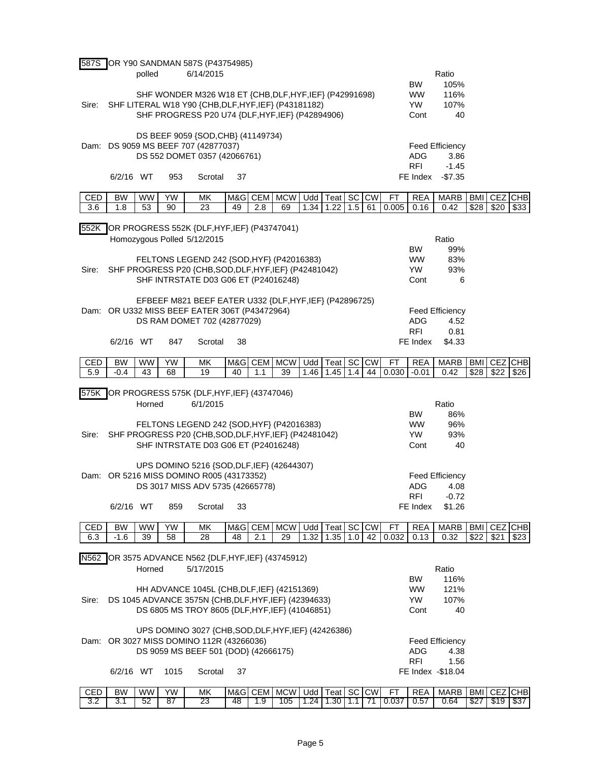**587S** OR Y90 SANDMAN 587S (P43754985)

polled 6/14/2015

| Ratio | |
|---|---|
| BW | 105% |
| WW | 116% |
| YW | 107% |
| Cont | 40 |

SHF WONDER M326 W18 ET {CHB,DLF,HYF,IEF} (P42991698)
Sire: SHF LITERAL W18 Y90 {CHB,DLF,HYF,IEF} (P43181182)
SHF PROGRESS P20 U74 {DLF,HYF,IEF} (P42894906)

DS BEEF 9059 {SOD,CHB} (41149734)
Dam: DS 9059 MS BEEF 707 (42877037)
DS 552 DOMET 0357 (42066761)

| Feed Efficiency | |
|---|---|
| ADG | 3.86 |
| RFI | -1.45 |
| FE Index | -$7.35 |

6/2/16 WT 953 Scrotal 37

| CED | BW | WW | YW | MK | M&G | CEM | MCW | Udd | Teat | SC | CW | FT | REA | MARB | BMI | CEZ | CHB |
|---|---|---|---|---|---|---|---|---|---|---|---|---|---|---|---|---|---|
| 3.6 | 1.8 | 53 | 90 | 23 | 49 | 2.8 | 69 | 1.34 | 1.22 | 1.5 | 61 | 0.005 | 0.16 | 0.42 | $28 | $20 | $33 |

**552K** OR PROGRESS 552K {DLF,HYF,IEF} (P43747041)

Homozygous Polled 5/12/2015

| Ratio | |
|---|---|
| BW | 99% |
| WW | 83% |
| YW | 93% |
| Cont | 6 |

FELTONS LEGEND 242 {SOD,HYF} (P42016383)
Sire: SHF PROGRESS P20 {CHB,SOD,DLF,HYF,IEF} (P42481042)
SHF INTRSTATE D03 G06 ET (P24016248)

EFBEEF M821 BEEF EATER U332 {DLF,HYF,IEF} (P42896725)
Dam: OR U332 MISS BEEF EATER 306T (P43472964)
DS RAM DOMET 702 (42877029)

| Feed Efficiency | |
|---|---|
| ADG | 4.52 |
| RFI | 0.81 |
| FE Index | $4.33 |

6/2/16 WT 847 Scrotal 38

| CED | BW | WW | YW | MK | M&G | CEM | MCW | Udd | Teat | SC | CW | FT | REA | MARB | BMI | CEZ | CHB |
|---|---|---|---|---|---|---|---|---|---|---|---|---|---|---|---|---|---|
| 5.9 | -0.4 | 43 | 68 | 19 | 40 | 1.1 | 39 | 1.46 | 1.45 | 1.4 | 44 | 0.030 | -0.01 | 0.42 | $28 | $22 | $26 |

**575K** OR PROGRESS 575K {DLF,HYF,IEF} (43747046)

Horned 6/1/2015

| Ratio | |
|---|---|
| BW | 86% |
| WW | 96% |
| YW | 93% |
| Cont | 40 |

FELTONS LEGEND 242 {SOD,HYF} (P42016383)
Sire: SHF PROGRESS P20 {CHB,SOD,DLF,HYF,IEF} (P42481042)
SHF INTRSTATE D03 G06 ET (P24016248)

UPS DOMINO 5216 {SOD,DLF,IEF} (42644307)
Dam: OR 5216 MISS DOMINO R005 (43173352)
DS 3017 MISS ADV 5735 (42665778)

| Feed Efficiency | |
|---|---|
| ADG | 4.08 |
| RFI | -0.72 |
| FE Index | $1.26 |

6/2/16 WT 859 Scrotal 33

| CED | BW | WW | YW | MK | M&G | CEM | MCW | Udd | Teat | SC | CW | FT | REA | MARB | BMI | CEZ | CHB |
|---|---|---|---|---|---|---|---|---|---|---|---|---|---|---|---|---|---|
| 6.3 | -1.6 | 39 | 58 | 28 | 48 | 2.1 | 29 | 1.32 | 1.35 | 1.0 | 42 | 0.032 | 0.13 | 0.32 | $22 | $21 | $23 |

**N562** OR 3575 ADVANCE N562 {DLF,HYF,IEF} (43745912)

Horned 5/17/2015

| Ratio | |
|---|---|
| BW | 116% |
| WW | 121% |
| YW | 107% |
| Cont | 40 |

HH ADVANCE 1045L {CHB,DLF,IEF} (42151369)
Sire: DS 1045 ADVANCE 3575N {CHB,DLF,HYF,IEF} (42394633)
DS 6805 MS TROY 8605 {DLF,HYF,IEF} (41046851)

UPS DOMINO 3027 {CHB,SOD,DLF,HYF,IEF} (42426386)
Dam: OR 3027 MISS DOMINO 112R (43266036)
DS 9059 MS BEEF 501 {DOD} (42666175)

| Feed Efficiency | |
|---|---|
| ADG | 4.38 |
| RFI | 1.56 |
| FE Index | -$18.04 |

6/2/16 WT 1015 Scrotal 37

| CED | BW | WW | YW | MK | M&G | CEM | MCW | Udd | Teat | SC | CW | FT | REA | MARB | BMI | CEZ | CHB |
|---|---|---|---|---|---|---|---|---|---|---|---|---|---|---|---|---|---|
| 3.2 | 3.1 | 52 | 87 | 23 | 48 | 1.9 | 105 | 1.24 | 1.30 | 1.1 | 71 | 0.037 | 0.57 | 0.64 | $27 | $19 | $37 |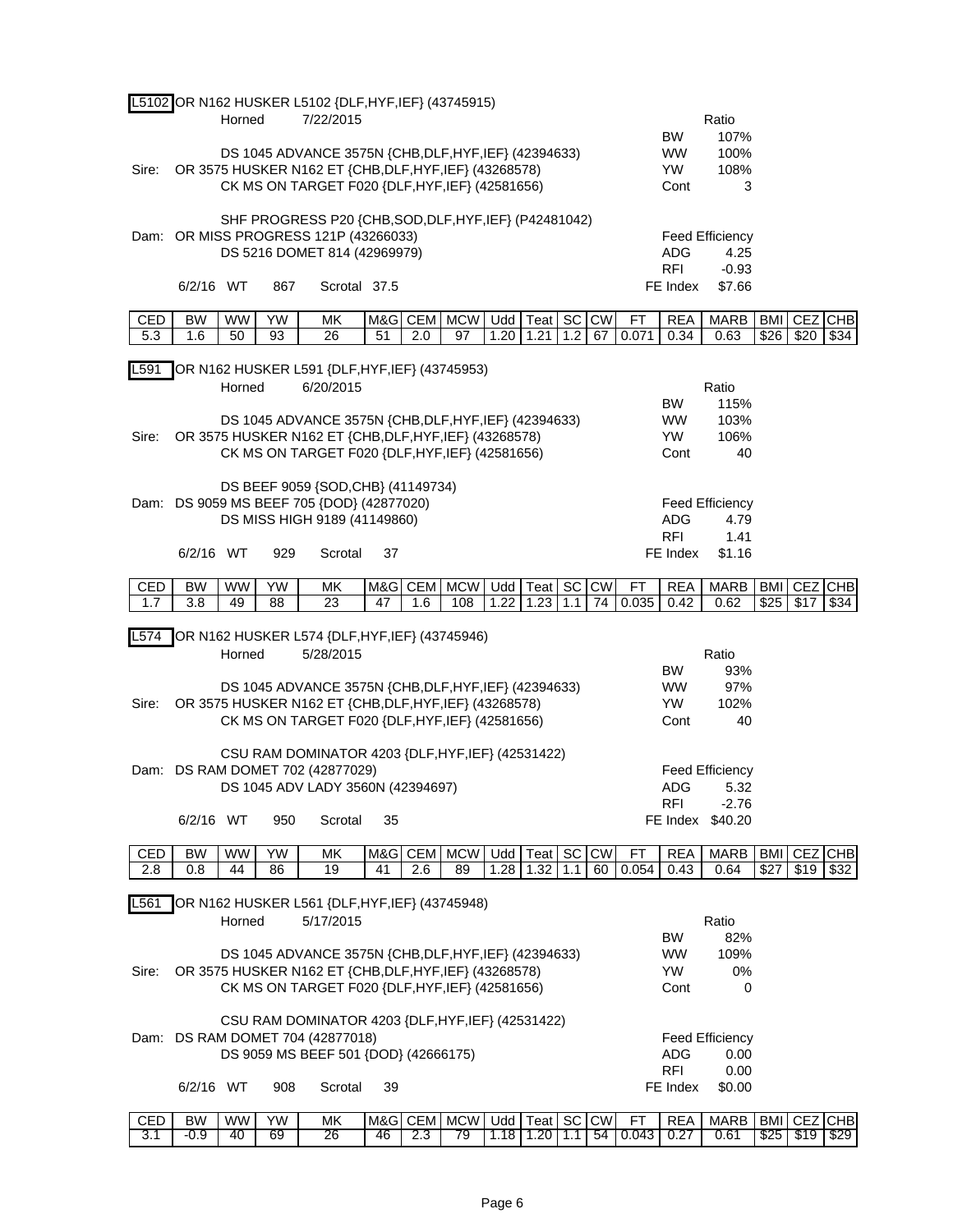**L5102** OR N162 HUSKER L5102 {DLF,HYF,IEF} (43745915)

Horned 7/22/2015

| | Ratio |
|---|---|
| BW | 107% |
| WW | 100% |
| YW | 108% |
| Cont | 3 |

DS 1045 ADVANCE 3575N {CHB,DLF,HYF,IEF} (42394633)
Sire: OR 3575 HUSKER N162 ET {CHB,DLF,HYF,IEF} (43268578)
CK MS ON TARGET F020 {DLF,HYF,IEF} (42581656)

SHF PROGRESS P20 {CHB,SOD,DLF,HYF,IEF} (P42481042)
Dam: OR MISS PROGRESS 121P (43266033)
DS 5216 DOMET 814 (42969979)

Feed Efficiency
ADG 4.25
RFI -0.93
FE Index $7.66

6/2/16 WT 867 Scrotal 37.5

| CED | BW | WW | YW | MK | M&G | CEM | MCW | Udd | Teat | SC | CW | FT | REA | MARB | BMI | CEZ | CHB |
|---|---|---|---|---|---|---|---|---|---|---|---|---|---|---|---|---|---|
| 5.3 | 1.6 | 50 | 93 | 26 | 51 | 2.0 | 97 | 1.20 | 1.21 | 1.2 | 67 | 0.071 | 0.34 | 0.63 | $26 | $20 | $34 |

**L591** OR N162 HUSKER L591 {DLF,HYF,IEF} (43745953)

Horned 6/20/2015

| | Ratio |
|---|---|
| BW | 115% |
| WW | 103% |
| YW | 106% |
| Cont | 40 |

DS 1045 ADVANCE 3575N {CHB,DLF,HYF,IEF} (42394633)
Sire: OR 3575 HUSKER N162 ET {CHB,DLF,HYF,IEF} (43268578)
CK MS ON TARGET F020 {DLF,HYF,IEF} (42581656)

DS BEEF 9059 {SOD,CHB} (41149734)
Dam: DS 9059 MS BEEF 705 {DOD} (42877020)
DS MISS HIGH 9189 (41149860)

Feed Efficiency
ADG 4.79
RFI 1.41
FE Index $1.16

6/2/16 WT 929 Scrotal 37

| CED | BW | WW | YW | MK | M&G | CEM | MCW | Udd | Teat | SC | CW | FT | REA | MARB | BMI | CEZ | CHB |
|---|---|---|---|---|---|---|---|---|---|---|---|---|---|---|---|---|---|
| 1.7 | 3.8 | 49 | 88 | 23 | 47 | 1.6 | 108 | 1.22 | 1.23 | 1.1 | 74 | 0.035 | 0.42 | 0.62 | $25 | $17 | $34 |

**L574** OR N162 HUSKER L574 {DLF,HYF,IEF} (43745946)

Horned 5/28/2015

| | Ratio |
|---|---|
| BW | 93% |
| WW | 97% |
| YW | 102% |
| Cont | 40 |

DS 1045 ADVANCE 3575N {CHB,DLF,HYF,IEF} (42394633)
Sire: OR 3575 HUSKER N162 ET {CHB,DLF,HYF,IEF} (43268578)
CK MS ON TARGET F020 {DLF,HYF,IEF} (42581656)

CSU RAM DOMINATOR 4203 {DLF,HYF,IEF} (42531422)
Dam: DS RAM DOMET 702 (42877029)
DS 1045 ADV LADY 3560N (42394697)

Feed Efficiency
ADG 5.32
RFI -2.76
FE Index $40.20

6/2/16 WT 950 Scrotal 35

| CED | BW | WW | YW | MK | M&G | CEM | MCW | Udd | Teat | SC | CW | FT | REA | MARB | BMI | CEZ | CHB |
|---|---|---|---|---|---|---|---|---|---|---|---|---|---|---|---|---|---|
| 2.8 | 0.8 | 44 | 86 | 19 | 41 | 2.6 | 89 | 1.28 | 1.32 | 1.1 | 60 | 0.054 | 0.43 | 0.64 | $27 | $19 | $32 |

**L561** OR N162 HUSKER L561 {DLF,HYF,IEF} (43745948)

Horned 5/17/2015

| | Ratio |
|---|---|
| BW | 82% |
| WW | 109% |
| YW | 0% |
| Cont | 0 |

DS 1045 ADVANCE 3575N {CHB,DLF,HYF,IEF} (42394633)
Sire: OR 3575 HUSKER N162 ET {CHB,DLF,HYF,IEF} (43268578)
CK MS ON TARGET F020 {DLF,HYF,IEF} (42581656)

CSU RAM DOMINATOR 4203 {DLF,HYF,IEF} (42531422)
Dam: DS RAM DOMET 704 (42877018)
DS 9059 MS BEEF 501 {DOD} (42666175)

Feed Efficiency
ADG 0.00
RFI 0.00
FE Index $0.00

6/2/16 WT 908 Scrotal 39

| CED | BW | WW | YW | MK | M&G | CEM | MCW | Udd | Teat | SC | CW | FT | REA | MARB | BMI | CEZ | CHB |
|---|---|---|---|---|---|---|---|---|---|---|---|---|---|---|---|---|---|
| 3.1 | -0.9 | 40 | 69 | 26 | 46 | 2.3 | 79 | 1.18 | 1.20 | 1.1 | 54 | 0.043 | 0.27 | 0.61 | $25 | $19 | $29 |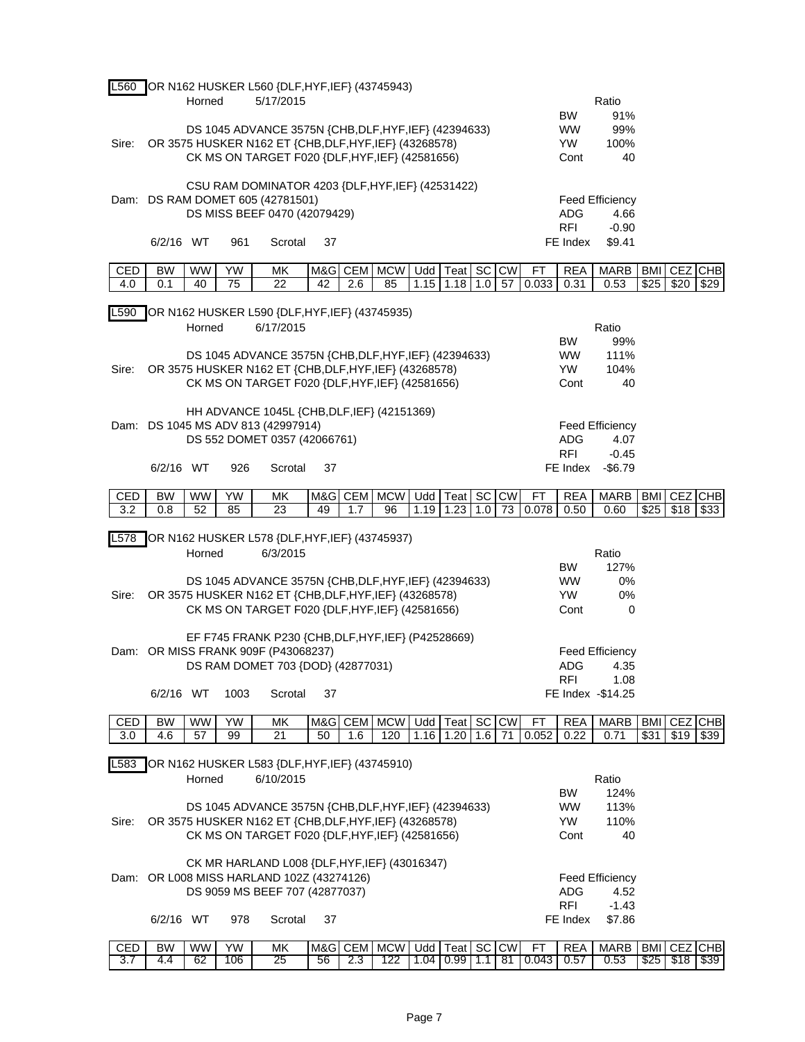**L560** OR N162 HUSKER L560 {DLF,HYF,IEF} (43745943)

Horned 5/17/2015

| | Ratio |
|---|---|
| BW | 91% |
| WW | 99% |
| YW | 100% |
| Cont | 40 |

DS 1045 ADVANCE 3575N {CHB,DLF,HYF,IEF} (42394633)
Sire: OR 3575 HUSKER N162 ET {CHB,DLF,HYF,IEF} (43268578)
CK MS ON TARGET F020 {DLF,HYF,IEF} (42581656)

CSU RAM DOMINATOR 4203 {DLF,HYF,IEF} (42531422)
Dam: DS RAM DOMET 605 (42781501)
DS MISS BEEF 0470 (42079429)

6/2/16 WT 961 Scrotal 37

| Feed Efficiency | |
|---|---|
| ADG | 4.66 |
| RFI | -0.90 |
| FE Index | $9.41 |

| CED | BW | WW | YW | MK | M&G | CEM | MCW | Udd | Teat | SC | CW | FT | REA | MARB | BMI | CEZ | CHB |
|---|---|---|---|---|---|---|---|---|---|---|---|---|---|---|---|---|---|
| 4.0 | 0.1 | 40 | 75 | 22 | 42 | 2.6 | 85 | 1.15 | 1.18 | 1.0 | 57 | 0.033 | 0.31 | 0.53 | $25 | $20 | $29 |

**L590** OR N162 HUSKER L590 {DLF,HYF,IEF} (43745935)

Horned 6/17/2015

| | Ratio |
|---|---|
| BW | 99% |
| WW | 111% |
| YW | 104% |
| Cont | 40 |

DS 1045 ADVANCE 3575N {CHB,DLF,HYF,IEF} (42394633)
Sire: OR 3575 HUSKER N162 ET {CHB,DLF,HYF,IEF} (43268578)
CK MS ON TARGET F020 {DLF,HYF,IEF} (42581656)

HH ADVANCE 1045L {CHB,DLF,IEF} (42151369)
Dam: DS 1045 MS ADV 813 (42997914)
DS 552 DOMET 0357 (42066761)

6/2/16 WT 926 Scrotal 37

| Feed Efficiency | |
|---|---|
| ADG | 4.07 |
| RFI | -0.45 |
| FE Index | -$6.79 |

| CED | BW | WW | YW | MK | M&G | CEM | MCW | Udd | Teat | SC | CW | FT | REA | MARB | BMI | CEZ | CHB |
|---|---|---|---|---|---|---|---|---|---|---|---|---|---|---|---|---|---|
| 3.2 | 0.8 | 52 | 85 | 23 | 49 | 1.7 | 96 | 1.19 | 1.23 | 1.0 | 73 | 0.078 | 0.50 | 0.60 | $25 | $18 | $33 |

**L578** OR N162 HUSKER L578 {DLF,HYF,IEF} (43745937)

Horned 6/3/2015

| | Ratio |
|---|---|
| BW | 127% |
| WW | 0% |
| YW | 0% |
| Cont | 0 |

DS 1045 ADVANCE 3575N {CHB,DLF,HYF,IEF} (42394633)
Sire: OR 3575 HUSKER N162 ET {CHB,DLF,HYF,IEF} (43268578)
CK MS ON TARGET F020 {DLF,HYF,IEF} (42581656)

EF F745 FRANK P230 {CHB,DLF,HYF,IEF} (P42528669)
Dam: OR MISS FRANK 909F (P43068237)
DS RAM DOMET 703 {DOD} (42877031)

6/2/16 WT 1003 Scrotal 37

| Feed Efficiency | |
|---|---|
| ADG | 4.35 |
| RFI | 1.08 |
| FE Index | -$14.25 |

| CED | BW | WW | YW | MK | M&G | CEM | MCW | Udd | Teat | SC | CW | FT | REA | MARB | BMI | CEZ | CHB |
|---|---|---|---|---|---|---|---|---|---|---|---|---|---|---|---|---|---|
| 3.0 | 4.6 | 57 | 99 | 21 | 50 | 1.6 | 120 | 1.16 | 1.20 | 1.6 | 71 | 0.052 | 0.22 | 0.71 | $31 | $19 | $39 |

**L583** OR N162 HUSKER L583 {DLF,HYF,IEF} (43745910)

Horned 6/10/2015

| | Ratio |
|---|---|
| BW | 124% |
| WW | 113% |
| YW | 110% |
| Cont | 40 |

DS 1045 ADVANCE 3575N {CHB,DLF,HYF,IEF} (42394633)
Sire: OR 3575 HUSKER N162 ET {CHB,DLF,HYF,IEF} (43268578)
CK MS ON TARGET F020 {DLF,HYF,IEF} (42581656)

CK MR HARLAND L008 {DLF,HYF,IEF} (43016347)
Dam: OR L008 MISS HARLAND 102Z (43274126)
DS 9059 MS BEEF 707 (42877037)

6/2/16 WT 978 Scrotal 37

| Feed Efficiency | |
|---|---|
| ADG | 4.52 |
| RFI | -1.43 |
| FE Index | $7.86 |

| CED | BW | WW | YW | MK | M&G | CEM | MCW | Udd | Teat | SC | CW | FT | REA | MARB | BMI | CEZ | CHB |
|---|---|---|---|---|---|---|---|---|---|---|---|---|---|---|---|---|---|
| 3.7 | 4.4 | 62 | 106 | 25 | 56 | 2.3 | 122 | 1.04 | 0.99 | 1.1 | 81 | 0.043 | 0.57 | 0.53 | $25 | $18 | $39 |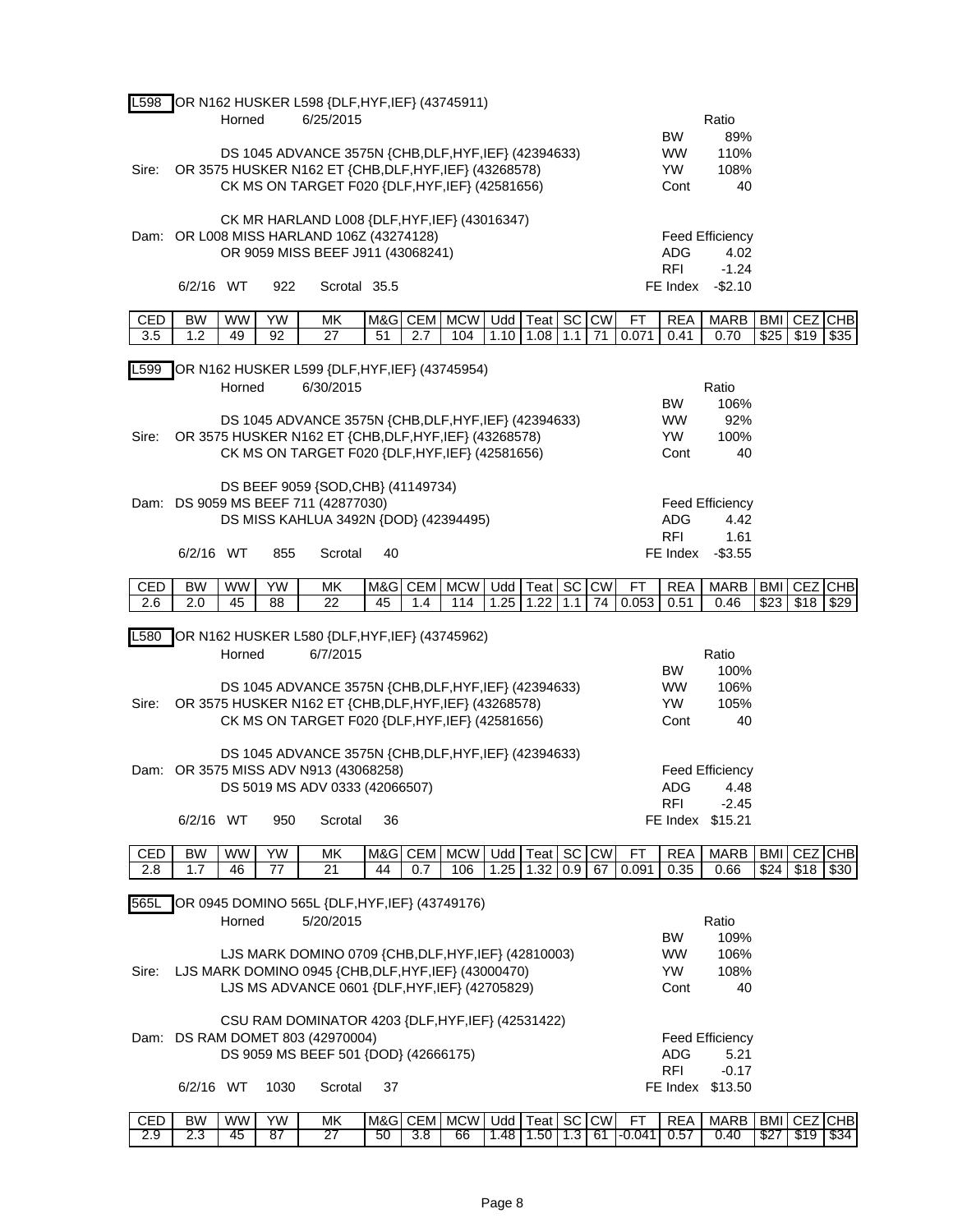**L598** OR N162 HUSKER L598 {DLF,HYF,IEF} (43745911)

Horned 6/25/2015

| | Ratio |
|---|---|
| BW | 89% |
| WW | 110% |
| YW | 108% |
| Cont | 40 |

DS 1045 ADVANCE 3575N {CHB,DLF,HYF,IEF} (42394633)
Sire: OR 3575 HUSKER N162 ET {CHB,DLF,HYF,IEF} (43268578)
CK MS ON TARGET F020 {DLF,HYF,IEF} (42581656)

CK MR HARLAND L008 {DLF,HYF,IEF} (43016347)
Dam: OR L008 MISS HARLAND 106Z (43274128)
OR 9059 MISS BEEF J911 (43068241)

Feed Efficiency

| | |
|---|---|
| ADG | 4.02 |
| RFI | -1.24 |
| FE Index | -$2.10 |

6/2/16 WT 922 Scrotal 35.5

| CED | BW | WW | YW | MK | M&G | CEM | MCW | Udd | Teat | SC | CW | FT | REA | MARB | BMI | CEZ | CHB |
|---|---|---|---|---|---|---|---|---|---|---|---|---|---|---|---|---|---|
| 3.5 | 1.2 | 49 | 92 | 27 | 51 | 2.7 | 104 | 1.10 | 1.08 | 1.1 | 71 | 0.071 | 0.41 | 0.70 | $25 | $19 | $35 |

**L599** OR N162 HUSKER L599 {DLF,HYF,IEF} (43745954)

Horned 6/30/2015

| | Ratio |
|---|---|
| BW | 106% |
| WW | 92% |
| YW | 100% |
| Cont | 40 |

DS 1045 ADVANCE 3575N {CHB,DLF,HYF,IEF} (42394633)
Sire: OR 3575 HUSKER N162 ET {CHB,DLF,HYF,IEF} (43268578)
CK MS ON TARGET F020 {DLF,HYF,IEF} (42581656)

DS BEEF 9059 {SOD,CHB} (41149734)
Dam: DS 9059 MS BEEF 711 (42877030)
DS MISS KAHLUA 3492N {DOD} (42394495)

Feed Efficiency

| | |
|---|---|
| ADG | 4.42 |
| RFI | 1.61 |
| FE Index | -$3.55 |

6/2/16 WT 855 Scrotal 40

| CED | BW | WW | YW | MK | M&G | CEM | MCW | Udd | Teat | SC | CW | FT | REA | MARB | BMI | CEZ | CHB |
|---|---|---|---|---|---|---|---|---|---|---|---|---|---|---|---|---|---|
| 2.6 | 2.0 | 45 | 88 | 22 | 45 | 1.4 | 114 | 1.25 | 1.22 | 1.1 | 74 | 0.053 | 0.51 | 0.46 | $23 | $18 | $29 |

**L580** OR N162 HUSKER L580 {DLF,HYF,IEF} (43745962)

Horned 6/7/2015

| | Ratio |
|---|---|
| BW | 100% |
| WW | 106% |
| YW | 105% |
| Cont | 40 |

DS 1045 ADVANCE 3575N {CHB,DLF,HYF,IEF} (42394633)
Sire: OR 3575 HUSKER N162 ET {CHB,DLF,HYF,IEF} (43268578)
CK MS ON TARGET F020 {DLF,HYF,IEF} (42581656)

DS 1045 ADVANCE 3575N {CHB,DLF,HYF,IEF} (42394633)
Dam: OR 3575 MISS ADV N913 (43068258)
DS 5019 MS ADV 0333 (42066507)

Feed Efficiency

| | |
|---|---|
| ADG | 4.48 |
| RFI | -2.45 |
| FE Index | $15.21 |

6/2/16 WT 950 Scrotal 36

| CED | BW | WW | YW | MK | M&G | CEM | MCW | Udd | Teat | SC | CW | FT | REA | MARB | BMI | CEZ | CHB |
|---|---|---|---|---|---|---|---|---|---|---|---|---|---|---|---|---|---|
| 2.8 | 1.7 | 46 | 77 | 21 | 44 | 0.7 | 106 | 1.25 | 1.32 | 0.9 | 67 | 0.091 | 0.35 | 0.66 | $24 | $18 | $30 |

**565L** OR 0945 DOMINO 565L {DLF,HYF,IEF} (43749176)

Horned 5/20/2015

| | Ratio |
|---|---|
| BW | 109% |
| WW | 106% |
| YW | 108% |
| Cont | 40 |

LJS MARK DOMINO 0709 {CHB,DLF,HYF,IEF} (42810003)
Sire: LJS MARK DOMINO 0945 {CHB,DLF,HYF,IEF} (43000470)
LJS MS ADVANCE 0601 {DLF,HYF,IEF} (42705829)

CSU RAM DOMINATOR 4203 {DLF,HYF,IEF} (42531422)
Dam: DS RAM DOMET 803 (42970004)
DS 9059 MS BEEF 501 {DOD} (42666175)

Feed Efficiency

| | |
|---|---|
| ADG | 5.21 |
| RFI | -0.17 |
| FE Index | $13.50 |

6/2/16 WT 1030 Scrotal 37

| CED | BW | WW | YW | MK | M&G | CEM | MCW | Udd | Teat | SC | CW | FT | REA | MARB | BMI | CEZ | CHB |
|---|---|---|---|---|---|---|---|---|---|---|---|---|---|---|---|---|---|
| 2.9 | 2.3 | 45 | 87 | 27 | 50 | 3.8 | 66 | 1.48 | 1.50 | 1.3 | 61 | -0.041 | 0.57 | 0.40 | $27 | $19 | $34 |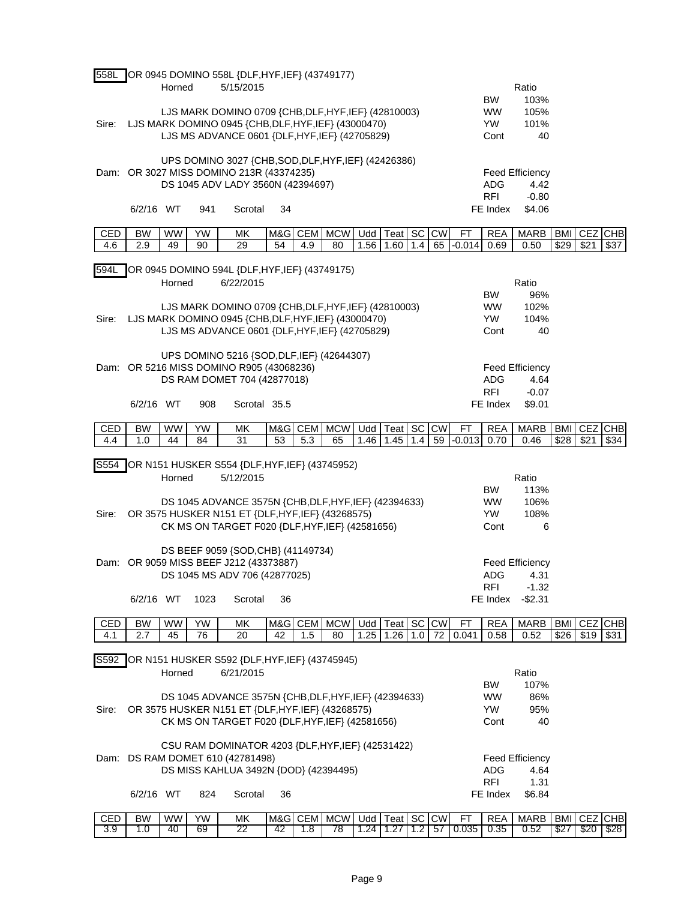**558L** OR 0945 DOMINO 558L {DLF,HYF,IEF} (43749177)

Horned 5/15/2015

LJS MARK DOMINO 0709 {CHB,DLF,HYF,IEF} (42810003)
Sire: LJS MARK DOMINO 0945 {CHB,DLF,HYF,IEF} (43000470)
LJS MS ADVANCE 0601 {DLF,HYF,IEF} (42705829)

UPS DOMINO 3027 {CHB,SOD,DLF,HYF,IEF} (42426386)
Dam: OR 3027 MISS DOMINO 213R (43374235)
DS 1045 ADV LADY 3560N (42394697)

6/2/16 WT 941 Scrotal 34

| Ratio | |
|---|---|
| BW | 103% |
| WW | 105% |
| YW | 101% |
| Cont | 40 |

| Feed Efficiency | |
|---|---|
| ADG | 4.42 |
| RFI | -0.80 |
| FE Index | $4.06 |

| CED | BW | WW | YW | MK | M&G | CEM | MCW | Udd | Teat | SC | CW | FT | REA | MARB | BMI | CEZ | CHB |
|---|---|---|---|---|---|---|---|---|---|---|---|---|---|---|---|---|---|
| 4.6 | 2.9 | 49 | 90 | 29 | 54 | 4.9 | 80 | 1.56 | 1.60 | 1.4 | 65 | -0.014 | 0.69 | 0.50 | $29 | $21 | $37 |

**594L** OR 0945 DOMINO 594L {DLF,HYF,IEF} (43749175)

Horned 6/22/2015

LJS MARK DOMINO 0709 {CHB,DLF,HYF,IEF} (42810003)
Sire: LJS MARK DOMINO 0945 {CHB,DLF,HYF,IEF} (43000470)
LJS MS ADVANCE 0601 {DLF,HYF,IEF} (42705829)

UPS DOMINO 5216 {SOD,DLF,IEF} (42644307)
Dam: OR 5216 MISS DOMINO R905 (43068236)
DS RAM DOMET 704 (42877018)

6/2/16 WT 908 Scrotal 35.5

| Ratio | |
|---|---|
| BW | 96% |
| WW | 102% |
| YW | 104% |
| Cont | 40 |

| Feed Efficiency | |
|---|---|
| ADG | 4.64 |
| RFI | -0.07 |
| FE Index | $9.01 |

| CED | BW | WW | YW | MK | M&G | CEM | MCW | Udd | Teat | SC | CW | FT | REA | MARB | BMI | CEZ | CHB |
|---|---|---|---|---|---|---|---|---|---|---|---|---|---|---|---|---|---|
| 4.4 | 1.0 | 44 | 84 | 31 | 53 | 5.3 | 65 | 1.46 | 1.45 | 1.4 | 59 | -0.013 | 0.70 | 0.46 | $28 | $21 | $34 |

**S554** OR N151 HUSKER S554 {DLF,HYF,IEF} (43745952)

Horned 5/12/2015

DS 1045 ADVANCE 3575N {CHB,DLF,HYF,IEF} (42394633)
Sire: OR 3575 HUSKER N151 ET {DLF,HYF,IEF} (43268575)
CK MS ON TARGET F020 {DLF,HYF,IEF} (42581656)

DS BEEF 9059 {SOD,CHB} (41149734)
Dam: OR 9059 MISS BEEF J212 (43373887)
DS 1045 MS ADV 706 (42877025)

6/2/16 WT 1023 Scrotal 36

| Ratio | |
|---|---|
| BW | 113% |
| WW | 106% |
| YW | 108% |
| Cont | 6 |

| Feed Efficiency | |
|---|---|
| ADG | 4.31 |
| RFI | -1.32 |
| FE Index | -$2.31 |

| CED | BW | WW | YW | MK | M&G | CEM | MCW | Udd | Teat | SC | CW | FT | REA | MARB | BMI | CEZ | CHB |
|---|---|---|---|---|---|---|---|---|---|---|---|---|---|---|---|---|---|
| 4.1 | 2.7 | 45 | 76 | 20 | 42 | 1.5 | 80 | 1.25 | 1.26 | 1.0 | 72 | 0.041 | 0.58 | 0.52 | $26 | $19 | $31 |

**S592** OR N151 HUSKER S592 {DLF,HYF,IEF} (43745945)

Horned 6/21/2015

DS 1045 ADVANCE 3575N {CHB,DLF,HYF,IEF} (42394633)
Sire: OR 3575 HUSKER N151 ET {DLF,HYF,IEF} (43268575)
CK MS ON TARGET F020 {DLF,HYF,IEF} (42581656)

CSU RAM DOMINATOR 4203 {DLF,HYF,IEF} (42531422)
Dam: DS RAM DOMET 610 (42781498)
DS MISS KAHLUA 3492N {DOD} (42394495)

6/2/16 WT 824 Scrotal 36

| Ratio | |
|---|---|
| BW | 107% |
| WW | 86% |
| YW | 95% |
| Cont | 40 |

| Feed Efficiency | |
|---|---|
| ADG | 4.64 |
| RFI | 1.31 |
| FE Index | $6.84 |

| CED | BW | WW | YW | MK | M&G | CEM | MCW | Udd | Teat | SC | CW | FT | REA | MARB | BMI | CEZ | CHB |
|---|---|---|---|---|---|---|---|---|---|---|---|---|---|---|---|---|---|
| 3.9 | 1.0 | 40 | 69 | 22 | 42 | 1.8 | 78 | 1.24 | 1.27 | 1.2 | 57 | 0.035 | 0.35 | 0.52 | $27 | $20 | $28 |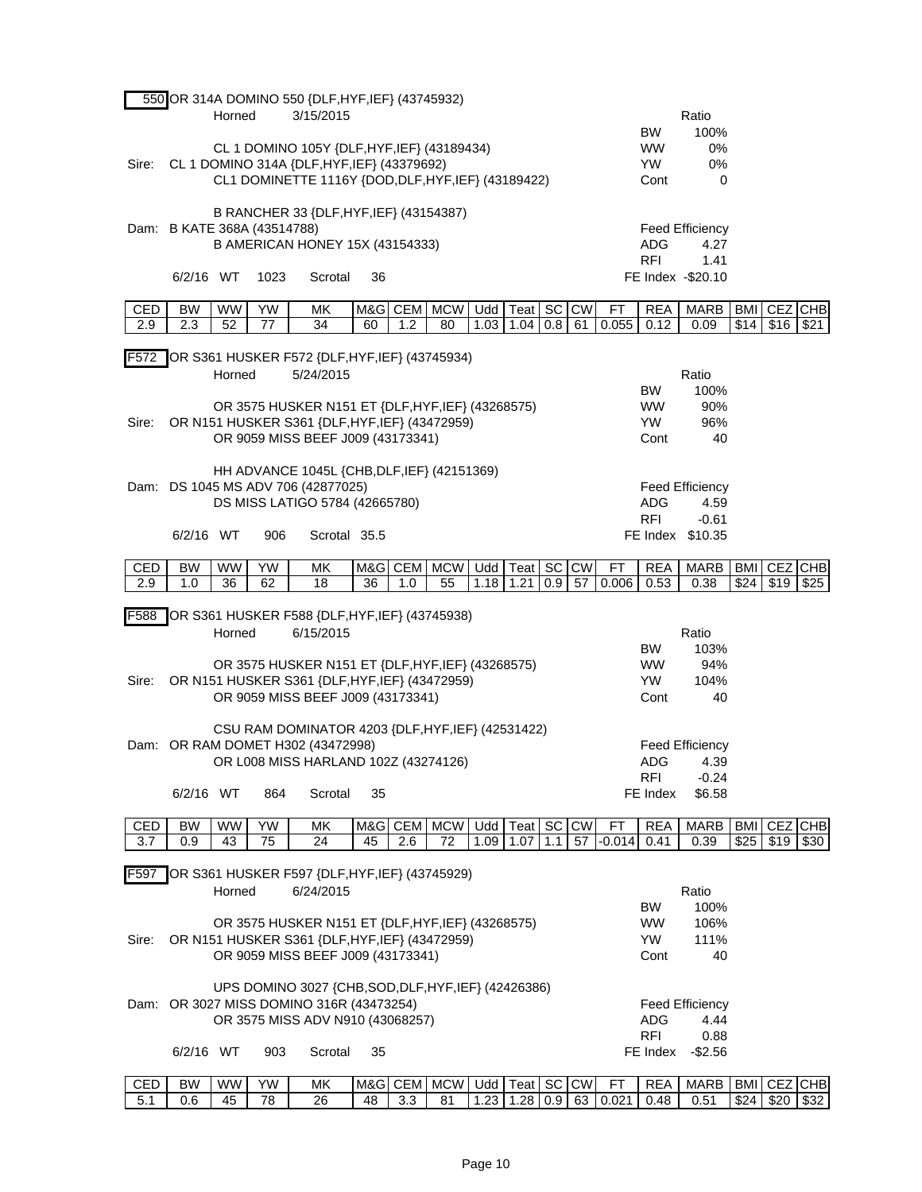**550** OR 314A DOMINO 550 {DLF,HYF,IEF} (43745932)

Horned 3/15/2015

| | Ratio |
|---|---|
| BW | 100% |
| WW | 0% |
| YW | 0% |
| Cont | 0 |

CL 1 DOMINO 105Y {DLF,HYF,IEF} (43189434)
Sire: CL 1 DOMINO 314A {DLF,HYF,IEF} (43379692)
CL1 DOMINETTE 1116Y {DOD,DLF,HYF,IEF} (43189422)

B RANCHER 33 {DLF,HYF,IEF} (43154387)
Dam: B KATE 368A (43514788)
B AMERICAN HONEY 15X (43154333)

6/2/16 WT 1023 Scrotal 36

| Feed Efficiency | |
|---|---|
| ADG | 4.27 |
| RFI | 1.41 |
| FE Index | -$20.10 |

| CED | BW | WW | YW | MK | M&G | CEM | MCW | Udd | Teat | SC | CW | FT | REA | MARB | BMI | CEZ | CHB |
|---|---|---|---|---|---|---|---|---|---|---|---|---|---|---|---|---|---|
| 2.9 | 2.3 | 52 | 77 | 34 | 60 | 1.2 | 80 | 1.03 | 1.04 | 0.8 | 61 | 0.055 | 0.12 | 0.09 | $14 | $16 | $21 |

**F572** OR S361 HUSKER F572 {DLF,HYF,IEF} (43745934)

Horned 5/24/2015

| | Ratio |
|---|---|
| BW | 100% |
| WW | 90% |
| YW | 96% |
| Cont | 40 |

OR 3575 HUSKER N151 ET {DLF,HYF,IEF} (43268575)
Sire: OR N151 HUSKER S361 {DLF,HYF,IEF} (43472959)
OR 9059 MISS BEEF J009 (43173341)

HH ADVANCE 1045L {CHB,DLF,IEF} (42151369)
Dam: DS 1045 MS ADV 706 (42877025)
DS MISS LATIGO 5784 (42665780)

6/2/16 WT 906 Scrotal 35.5

| Feed Efficiency | |
|---|---|
| ADG | 4.59 |
| RFI | -0.61 |
| FE Index | $10.35 |

| CED | BW | WW | YW | MK | M&G | CEM | MCW | Udd | Teat | SC | CW | FT | REA | MARB | BMI | CEZ | CHB |
|---|---|---|---|---|---|---|---|---|---|---|---|---|---|---|---|---|---|
| 2.9 | 1.0 | 36 | 62 | 18 | 36 | 1.0 | 55 | 1.18 | 1.21 | 0.9 | 57 | 0.006 | 0.53 | 0.38 | $24 | $19 | $25 |

**F588** OR S361 HUSKER F588 {DLF,HYF,IEF} (43745938)

Horned 6/15/2015

| | Ratio |
|---|---|
| BW | 103% |
| WW | 94% |
| YW | 104% |
| Cont | 40 |

OR 3575 HUSKER N151 ET {DLF,HYF,IEF} (43268575)
Sire: OR N151 HUSKER S361 {DLF,HYF,IEF} (43472959)
OR 9059 MISS BEEF J009 (43173341)

CSU RAM DOMINATOR 4203 {DLF,HYF,IEF} (42531422)
Dam: OR RAM DOMET H302 (43472998)
OR L008 MISS HARLAND 102Z (43274126)

6/2/16 WT 864 Scrotal 35

| Feed Efficiency | |
|---|---|
| ADG | 4.39 |
| RFI | -0.24 |
| FE Index | $6.58 |

| CED | BW | WW | YW | MK | M&G | CEM | MCW | Udd | Teat | SC | CW | FT | REA | MARB | BMI | CEZ | CHB |
|---|---|---|---|---|---|---|---|---|---|---|---|---|---|---|---|---|---|
| 3.7 | 0.9 | 43 | 75 | 24 | 45 | 2.6 | 72 | 1.09 | 1.07 | 1.1 | 57 | -0.014 | 0.41 | 0.39 | $25 | $19 | $30 |

**F597** OR S361 HUSKER F597 {DLF,HYF,IEF} (43745929)

Horned 6/24/2015

| | Ratio |
|---|---|
| BW | 100% |
| WW | 106% |
| YW | 111% |
| Cont | 40 |

OR 3575 HUSKER N151 ET {DLF,HYF,IEF} (43268575)
Sire: OR N151 HUSKER S361 {DLF,HYF,IEF} (43472959)
OR 9059 MISS BEEF J009 (43173341)

UPS DOMINO 3027 {CHB,SOD,DLF,HYF,IEF} (42426386)
Dam: OR 3027 MISS DOMINO 316R (43473254)
OR 3575 MISS ADV N910 (43068257)

6/2/16 WT 903 Scrotal 35

| Feed Efficiency | |
|---|---|
| ADG | 4.44 |
| RFI | 0.88 |
| FE Index | -$2.56 |

| CED | BW | WW | YW | MK | M&G | CEM | MCW | Udd | Teat | SC | CW | FT | REA | MARB | BMI | CEZ | CHB |
|---|---|---|---|---|---|---|---|---|---|---|---|---|---|---|---|---|---|
| 5.1 | 0.6 | 45 | 78 | 26 | 48 | 3.3 | 81 | 1.23 | 1.28 | 0.9 | 63 | 0.021 | 0.48 | 0.51 | $24 | $20 | $32 |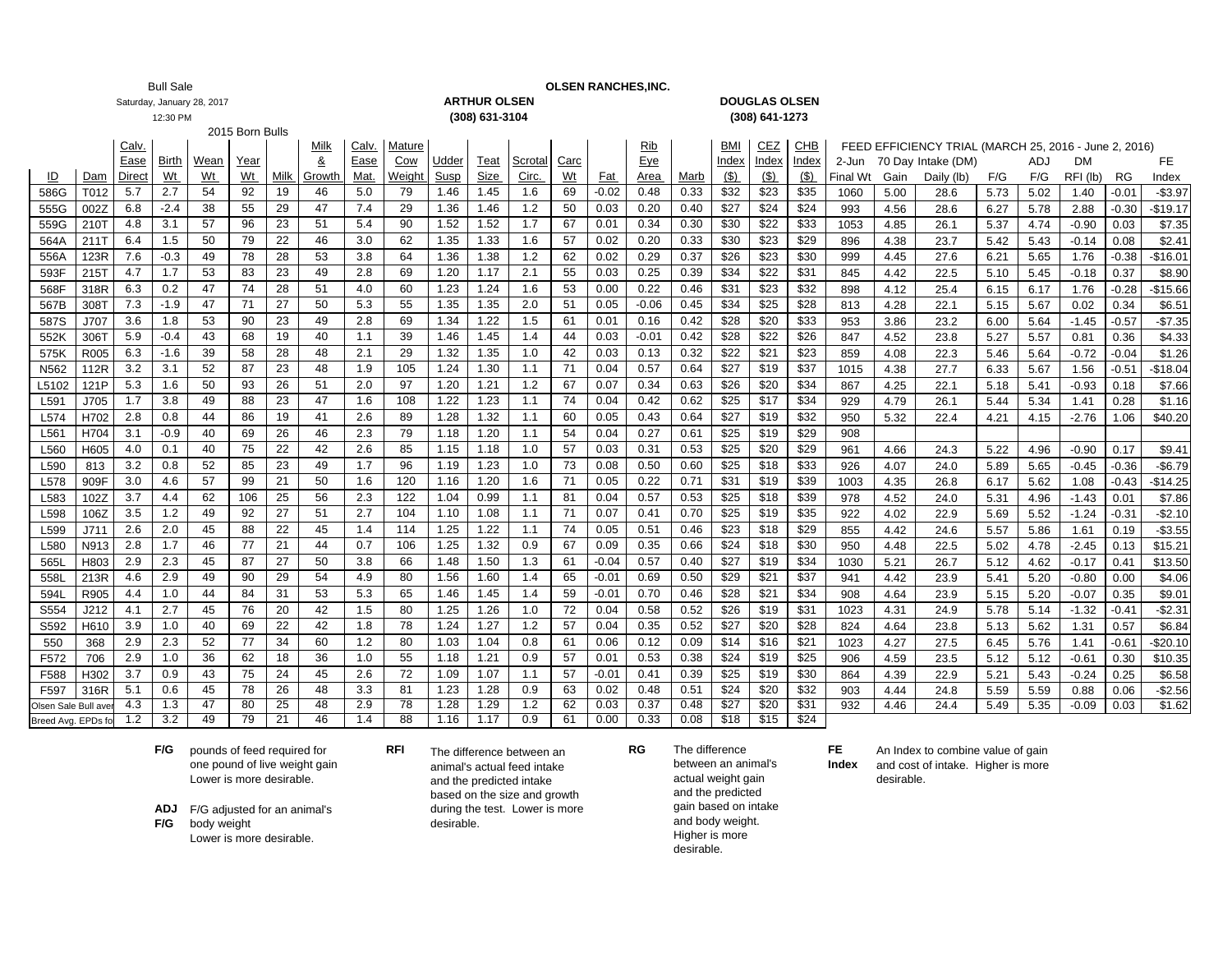Bull Sale
Saturday, January 28, 2017
12:30 PM

**OLSEN RANCHES,INC.**

**ARTHUR OLSEN**
**(308) 631-3104**

**DOUGLAS OLSEN**
**(308) 641-1273**

2015 Born Bulls

FEED EFFICIENCY TRIAL (MARCH 25, 2016 - June 2, 2016)

| ID | Dam | Calv. Ease Direct | Birth Wt | Wean Wt | Year Wt | Milk | Milk & Growth | Calv. Ease Mat. | Mature Cow Weight | Udder Susp | Teat Size | Scrotal Circ. | Carc Wt | Fat | Rib Eye Area | Marb | BMI Index ($) | CEZ Index ($) | CHB Index ($) | 2-Jun Final Wt | 70 Day Gain | Intake (DM) Daily (lb) | F/G | ADJ F/G | DM RFI (lb) | RG | FE Index |
|---|---|---|---|---|---|---|---|---|---|---|---|---|---|---|---|---|---|---|---|---|---|---|---|---|---|---|---|
| 586G | T012 | 5.7 | 2.7 | 54 | 92 | 19 | 46 | 5.0 | 79 | 1.46 | 1.45 | 1.6 | 69 | -0.02 | 0.48 | 0.33 | $32 | $23 | $35 | 1060 | 5.00 | 28.6 | 5.73 | 5.02 | 1.40 | -0.01 | -$3.97 |
| 555G | 002Z | 6.8 | -2.4 | 38 | 55 | 29 | 47 | 7.4 | 29 | 1.36 | 1.46 | 1.2 | 50 | 0.03 | 0.20 | 0.40 | $27 | $24 | $24 | 993 | 4.56 | 28.6 | 6.27 | 5.78 | 2.88 | -0.30 | -$19.17 |
| 559G | 210T | 4.8 | 3.1 | 57 | 96 | 23 | 51 | 5.4 | 90 | 1.52 | 1.52 | 1.7 | 67 | 0.01 | 0.34 | 0.30 | $30 | $22 | $33 | 1053 | 4.85 | 26.1 | 5.37 | 4.74 | -0.90 | 0.03 | $7.35 |
| 564A | 211T | 6.4 | 1.5 | 50 | 79 | 22 | 46 | 3.0 | 62 | 1.35 | 1.33 | 1.6 | 57 | 0.02 | 0.20 | 0.33 | $30 | $23 | $29 | 896 | 4.38 | 23.7 | 5.42 | 5.43 | -0.14 | 0.08 | $2.41 |
| 556A | 123R | 7.6 | -0.3 | 49 | 78 | 28 | 53 | 3.8 | 64 | 1.36 | 1.38 | 1.2 | 62 | 0.02 | 0.29 | 0.37 | $26 | $23 | $30 | 999 | 4.45 | 27.6 | 6.21 | 5.65 | 1.76 | -0.38 | -$16.01 |
| 593F | 215T | 4.7 | 1.7 | 53 | 83 | 23 | 49 | 2.8 | 69 | 1.20 | 1.17 | 2.1 | 55 | 0.03 | 0.25 | 0.39 | $34 | $22 | $31 | 845 | 4.42 | 22.5 | 5.10 | 5.45 | -0.18 | 0.37 | $8.90 |
| 568F | 318R | 6.3 | 0.2 | 47 | 74 | 28 | 51 | 4.0 | 60 | 1.23 | 1.24 | 1.6 | 53 | 0.00 | 0.22 | 0.46 | $31 | $23 | $32 | 898 | 4.12 | 25.4 | 6.15 | 6.17 | 1.76 | -0.28 | -$15.66 |
| 567B | 308T | 7.3 | -1.9 | 47 | 71 | 27 | 50 | 5.3 | 55 | 1.35 | 1.35 | 2.0 | 51 | 0.05 | -0.06 | 0.45 | $34 | $25 | $28 | 813 | 4.28 | 22.1 | 5.15 | 5.67 | 0.02 | 0.34 | $6.51 |
| 587S | J707 | 3.6 | 1.8 | 53 | 90 | 23 | 49 | 2.8 | 69 | 1.34 | 1.22 | 1.5 | 61 | 0.01 | 0.16 | 0.42 | $28 | $20 | $33 | 953 | 3.86 | 23.2 | 6.00 | 5.64 | -1.45 | -0.57 | -$7.35 |
| 552K | 306T | 5.9 | -0.4 | 43 | 68 | 19 | 40 | 1.1 | 39 | 1.46 | 1.45 | 1.4 | 44 | 0.03 | -0.01 | 0.42 | $28 | $22 | $26 | 847 | 4.52 | 23.8 | 5.27 | 5.57 | 0.81 | 0.36 | $4.33 |
| 575K | R005 | 6.3 | -1.6 | 39 | 58 | 28 | 48 | 2.1 | 29 | 1.32 | 1.35 | 1.0 | 42 | 0.03 | 0.13 | 0.32 | $22 | $21 | $23 | 859 | 4.08 | 22.3 | 5.46 | 5.64 | -0.72 | -0.04 | $1.26 |
| N562 | 112R | 3.2 | 3.1 | 52 | 87 | 23 | 48 | 1.9 | 105 | 1.24 | 1.30 | 1.1 | 71 | 0.04 | 0.57 | 0.64 | $27 | $19 | $37 | 1015 | 4.38 | 27.7 | 6.33 | 5.67 | 1.56 | -0.51 | -$18.04 |
| L5102 | 121P | 5.3 | 1.6 | 50 | 93 | 26 | 51 | 2.0 | 97 | 1.20 | 1.21 | 1.2 | 67 | 0.07 | 0.34 | 0.63 | $26 | $20 | $34 | 867 | 4.25 | 22.1 | 5.18 | 5.41 | -0.93 | 0.18 | $7.66 |
| L591 | J705 | 1.7 | 3.8 | 49 | 88 | 23 | 47 | 1.6 | 108 | 1.22 | 1.23 | 1.1 | 74 | 0.04 | 0.42 | 0.62 | $25 | $17 | $34 | 929 | 4.79 | 26.1 | 5.44 | 5.34 | 1.41 | 0.28 | $1.16 |
| L574 | H702 | 2.8 | 0.8 | 44 | 86 | 19 | 41 | 2.6 | 89 | 1.28 | 1.32 | 1.1 | 60 | 0.05 | 0.43 | 0.64 | $27 | $19 | $32 | 950 | 5.32 | 22.4 | 4.21 | 4.15 | -2.76 | 1.06 | $40.20 |
| L561 | H704 | 3.1 | -0.9 | 40 | 69 | 26 | 46 | 2.3 | 79 | 1.18 | 1.20 | 1.1 | 54 | 0.04 | 0.27 | 0.61 | $25 | $19 | $29 | 908 | | | | | | | |
| L560 | H605 | 4.0 | 0.1 | 40 | 75 | 22 | 42 | 2.6 | 85 | 1.15 | 1.18 | 1.0 | 57 | 0.03 | 0.31 | 0.53 | $25 | $20 | $29 | 961 | 4.66 | 24.3 | 5.22 | 4.96 | -0.90 | 0.17 | $9.41 |
| L590 | 813 | 3.2 | 0.8 | 52 | 85 | 23 | 49 | 1.7 | 96 | 1.19 | 1.23 | 1.0 | 73 | 0.08 | 0.50 | 0.60 | $25 | $18 | $33 | 926 | 4.07 | 24.0 | 5.89 | 5.65 | -0.45 | -0.36 | -$6.79 |
| L578 | 909F | 3.0 | 4.6 | 57 | 99 | 21 | 50 | 1.6 | 120 | 1.16 | 1.20 | 1.6 | 71 | 0.05 | 0.22 | 0.71 | $31 | $19 | $39 | 1003 | 4.35 | 26.8 | 6.17 | 5.62 | 1.08 | -0.43 | -$14.25 |
| L583 | 102Z | 3.7 | 4.4 | 62 | 106 | 25 | 56 | 2.3 | 122 | 1.04 | 0.99 | 1.1 | 81 | 0.04 | 0.57 | 0.53 | $25 | $18 | $39 | 978 | 4.52 | 24.0 | 5.31 | 4.96 | -1.43 | 0.01 | $7.86 |
| L598 | 106Z | 3.5 | 1.2 | 49 | 92 | 27 | 51 | 2.7 | 104 | 1.10 | 1.08 | 1.1 | 71 | 0.07 | 0.41 | 0.70 | $25 | $19 | $35 | 922 | 4.02 | 22.9 | 5.69 | 5.52 | -1.24 | -0.31 | -$2.10 |
| L599 | J711 | 2.6 | 2.0 | 45 | 88 | 22 | 45 | 1.4 | 114 | 1.25 | 1.22 | 1.1 | 74 | 0.05 | 0.51 | 0.46 | $23 | $18 | $29 | 855 | 4.42 | 24.6 | 5.57 | 5.86 | 1.61 | 0.19 | -$3.55 |
| L580 | N913 | 2.8 | 1.7 | 46 | 77 | 21 | 44 | 0.7 | 106 | 1.25 | 1.32 | 0.9 | 67 | 0.09 | 0.35 | 0.66 | $24 | $18 | $30 | 950 | 4.48 | 22.5 | 5.02 | 4.78 | -2.45 | 0.13 | $15.21 |
| 565L | H803 | 2.9 | 2.3 | 45 | 87 | 27 | 50 | 3.8 | 66 | 1.48 | 1.50 | 1.3 | 61 | -0.04 | 0.57 | 0.40 | $27 | $19 | $34 | 1030 | 5.21 | 26.7 | 5.12 | 4.62 | -0.17 | 0.41 | $13.50 |
| 558L | 213R | 4.6 | 2.9 | 49 | 90 | 29 | 54 | 4.9 | 80 | 1.56 | 1.60 | 1.4 | 65 | -0.01 | 0.69 | 0.50 | $29 | $21 | $37 | 941 | 4.42 | 23.9 | 5.41 | 5.20 | -0.80 | 0.00 | $4.06 |
| 594L | R905 | 4.4 | 1.0 | 44 | 84 | 31 | 53 | 5.3 | 65 | 1.46 | 1.45 | 1.4 | 59 | -0.01 | 0.70 | 0.46 | $28 | $21 | $34 | 908 | 4.64 | 23.9 | 5.15 | 5.20 | -0.07 | 0.35 | $9.01 |
| S554 | J212 | 4.1 | 2.7 | 45 | 76 | 20 | 42 | 1.5 | 80 | 1.25 | 1.26 | 1.0 | 72 | 0.04 | 0.58 | 0.52 | $26 | $19 | $31 | 1023 | 4.31 | 24.9 | 5.78 | 5.14 | -1.32 | -0.41 | -$2.31 |
| S592 | H610 | 3.9 | 1.0 | 40 | 69 | 22 | 42 | 1.8 | 78 | 1.24 | 1.27 | 1.2 | 57 | 0.04 | 0.35 | 0.52 | $27 | $20 | $28 | 824 | 4.64 | 23.8 | 5.13 | 5.62 | 1.31 | 0.57 | $6.84 |
| 550 | 368 | 2.9 | 2.3 | 52 | 77 | 34 | 60 | 1.2 | 80 | 1.03 | 1.04 | 0.8 | 61 | 0.06 | 0.12 | 0.09 | $14 | $16 | $21 | 1023 | 4.27 | 27.5 | 6.45 | 5.76 | 1.41 | -0.61 | -$20.10 |
| F572 | 706 | 2.9 | 1.0 | 36 | 62 | 18 | 36 | 1.0 | 55 | 1.18 | 1.21 | 0.9 | 57 | 0.01 | 0.53 | 0.38 | $24 | $19 | $25 | 906 | 4.59 | 23.5 | 5.12 | 5.12 | -0.61 | 0.30 | $10.35 |
| F588 | H302 | 3.7 | 0.9 | 43 | 75 | 24 | 45 | 2.6 | 72 | 1.09 | 1.07 | 1.1 | 57 | -0.01 | 0.41 | 0.39 | $25 | $19 | $30 | 864 | 4.39 | 22.9 | 5.21 | 5.43 | -0.24 | 0.25 | $6.58 |
| F597 | 316R | 5.1 | 0.6 | 45 | 78 | 26 | 48 | 3.3 | 81 | 1.23 | 1.28 | 0.9 | 63 | 0.02 | 0.48 | 0.51 | $24 | $20 | $32 | 903 | 4.44 | 24.8 | 5.59 | 5.59 | 0.88 | 0.06 | -$2.56 |
| Olsen Sale Bull aver | | 4.3 | 1.3 | 47 | 80 | 25 | 48 | 2.9 | 78 | 1.28 | 1.29 | 1.2 | 62 | 0.03 | 0.37 | 0.48 | $27 | $20 | $31 | 932 | 4.46 | 24.4 | 5.49 | 5.35 | -0.09 | 0.03 | $1.62 |
| Breed Avg. EPDs fo | | 1.2 | 3.2 | 49 | 79 | 21 | 46 | 1.4 | 88 | 1.16 | 1.17 | 0.9 | 61 | 0.00 | 0.33 | 0.08 | $18 | $15 | $24 | | | | | | | | |

**F/G** pounds of feed required for one pound of live weight gain. Lower is more desirable.

**ADJ F/G** F/G adjusted for an animal's body weight. Lower is more desirable.

**RFI** The difference between an animal's actual feed intake and the predicted intake based on the size and growth during the test. Lower is more desirable.

**RG** The difference between an animal's actual weight gain and the predicted gain based on intake and body weight. Higher is more desirable.

**FE Index** An Index to combine value of gain and cost of intake. Higher is more desirable.